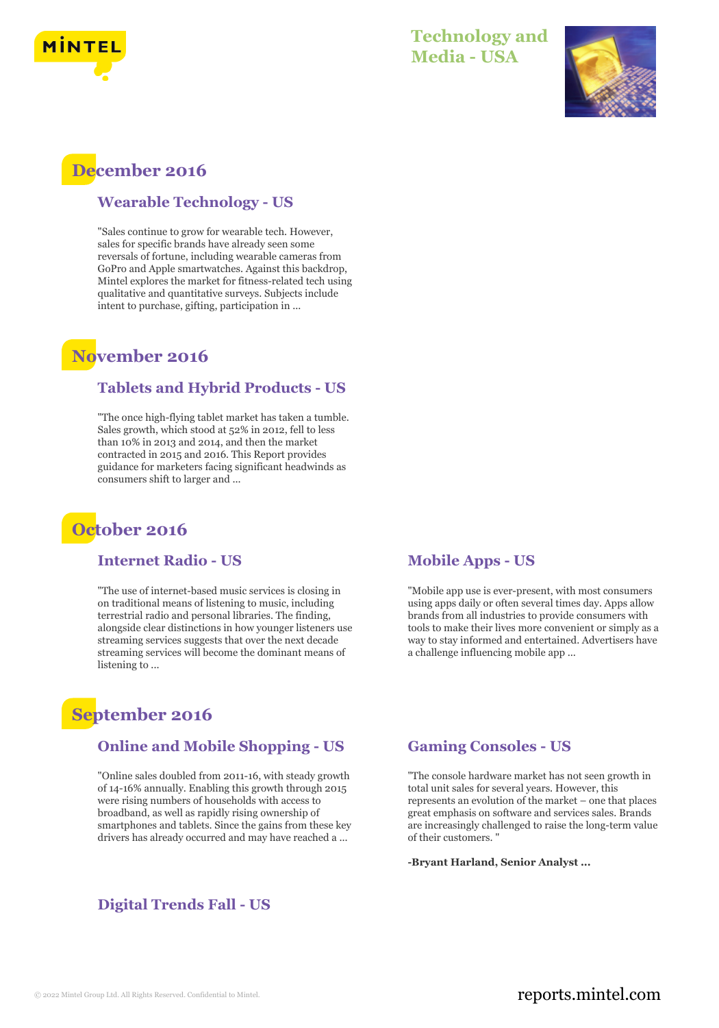# Technology and Media - USA

## December 2016

### Wearable Technology - US

"Sales continue to grow for wearable tech. However, sales for specific brands have already seen some reversals of fortune, including wearable cameras from GoPro and Apple smartwatches. Against this backdrop, Mintel explores the market for fitness-related tech using qualitative and quantitative surveys. Subjects include intent to purchase, gifting, participation in ...

## November 2016

### Tablets and Hybrid Products - US

"The once high-flying tablet market has taken a tumble. Sales growth, which stood at 52% in 2012, fell to less than 10% in 2013 and 2014, and then the market contracted in 2015 and 2016. This Report provides guidance for marketers facing significant headwinds as consumers shift to larger and ...

## October 2016

### Internet Radio - US

"The use of internet-based music services is closing in on traditional means of listening to music, including terrestrial radio and personal libraries. The finding, alongside clear distinctions in how younger listeners use streaming services suggests that over the next decade streaming services will become the dominant means of listening to ...

### Mobile Apps - US

"Mobile app use is ever-present, with most consumers using apps daily or often several times day. Apps allow brands from all industries to provide consumers with tools to make their lives more convenient or simply as a way to stay informed and entertained. Advertisers have a challenge influencing mobile app ...

## September 2016

### Online and Mobile Shopping - US

"Online sales doubled from 2011-16, with steady growth of 14-16% annually. Enabling this growth through 2015 were rising numbers of households with access to broadband, as well as rapidly rising ownership of smartphones and tablets. Since the gains from these key drivers has already occurred and may have reached a ...

### Gaming Consoles - US

"The console hardware market has not seen growth in total unit sales for several years. However, this represents an evolution of the market – one that places great emphasis on software and services sales. Brands are increasingly challenged to raise the long-term value of their customers. "

**-Bryant Harland, Senior Analyst ...**

### Digital Trends Fall - US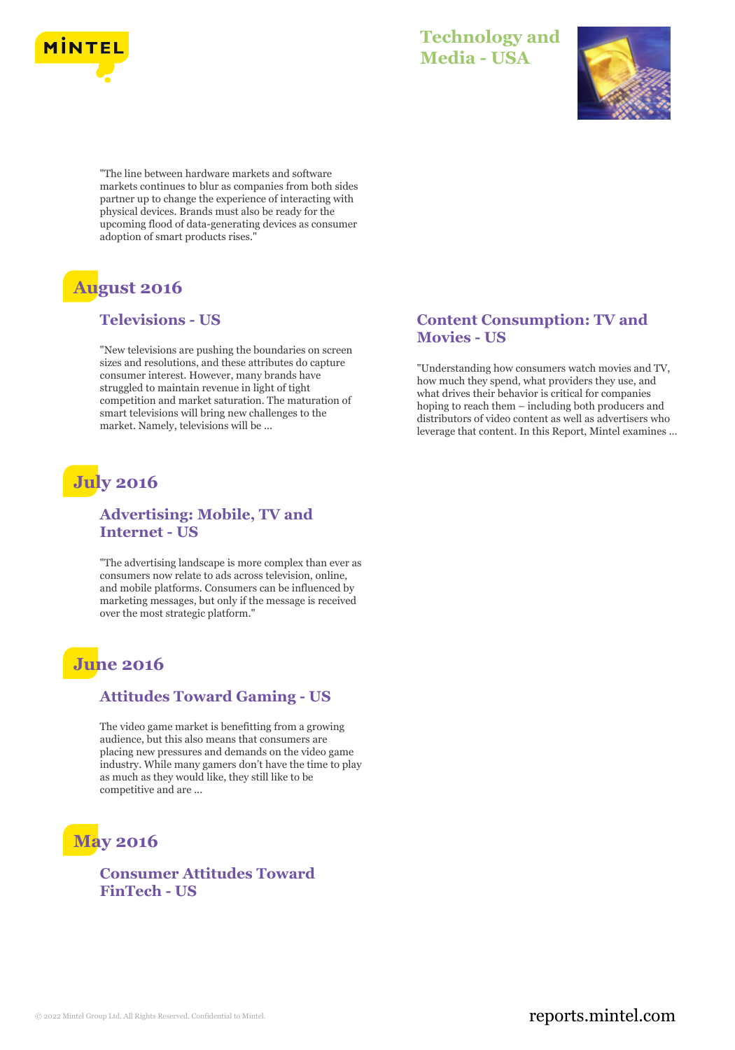"The line between hardware markets and software markets continues to blur as companies from both sides partner up to change the experience of interacting with physical devices. Brands must also be ready for the upcoming flood of data-generating devices as consumer adoption of smart products rises."

## August 2016

### Televisions - US

"New televisions are pushing the boundaries on screen sizes and resolutions, and these attributes do capture consumer interest. However, many brands have struggled to maintain revenue in light of tight competition and market saturation. The maturation of smart televisions will bring new challenges to the market. Namely, televisions will be ...

### Content Consumption: TV and Movies - US

"Understanding how consumers watch movies and TV, how much they spend, what providers they use, and what drives their behavior is critical for companies hoping to reach them – including both producers and distributors of video content as well as advertisers who leverage that content. In this Report, Mintel examines ...

## July 2016

### Advertising: Mobile, TV and Internet - US

"The advertising landscape is more complex than ever as consumers now relate to ads across television, online, and mobile platforms. Consumers can be influenced by marketing messages, but only if the message is received over the most strategic platform."

## June 2016

### Attitudes Toward Gaming - US

The video game market is benefitting from a growing audience, but this also means that consumers are placing new pressures and demands on the video game industry. While many gamers don't have the time to play as much as they would like, they still like to be competitive and are ...

## May 2016

### Consumer Attitudes Toward FinTech - US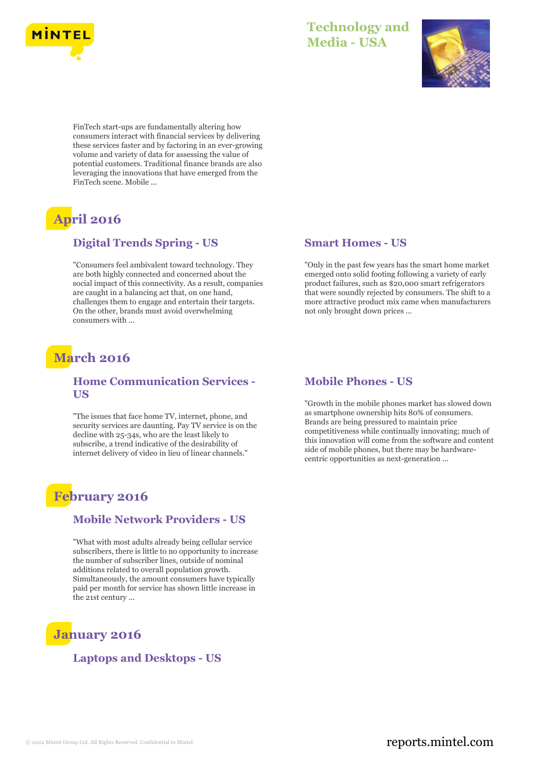FinTech start-ups are fundamentally altering how consumers interact with financial services by delivering these services faster and by factoring in an ever-growing volume and variety of data for assessing the value of potential customers. Traditional finance brands are also leveraging the innovations that have emerged from the FinTech scene. Mobile ...

## April 2016

### Digital Trends Spring - US

"Consumers feel ambivalent toward technology. They are both highly connected and concerned about the social impact of this connectivity. As a result, companies are caught in a balancing act that, on one hand, challenges them to engage and entertain their targets. On the other, brands must avoid overwhelming consumers with ...

### Smart Homes - US

"Only in the past few years has the smart home market emerged onto solid footing following a variety of early product failures, such as $20,000 smart refrigerators that were soundly rejected by consumers. The shift to a more attractive product mix came when manufacturers not only brought down prices ...

## March 2016

### Home Communication Services - US

"The issues that face home TV, internet, phone, and security services are daunting. Pay TV service is on the decline with 25-34s, who are the least likely to subscribe, a trend indicative of the desirability of internet delivery of video in lieu of linear channels."

### Mobile Phones - US

"Growth in the mobile phones market has slowed down as smartphone ownership hits 80% of consumers. Brands are being pressured to maintain price competitiveness while continually innovating; much of this innovation will come from the software and content side of mobile phones, but there may be hardware-centric opportunities as next-generation ...

## February 2016

### Mobile Network Providers - US

"What with most adults already being cellular service subscribers, there is little to no opportunity to increase the number of subscriber lines, outside of nominal additions related to overall population growth. Simultaneously, the amount consumers have typically paid per month for service has shown little increase in the 21st century ...

## January 2016

### Laptops and Desktops - US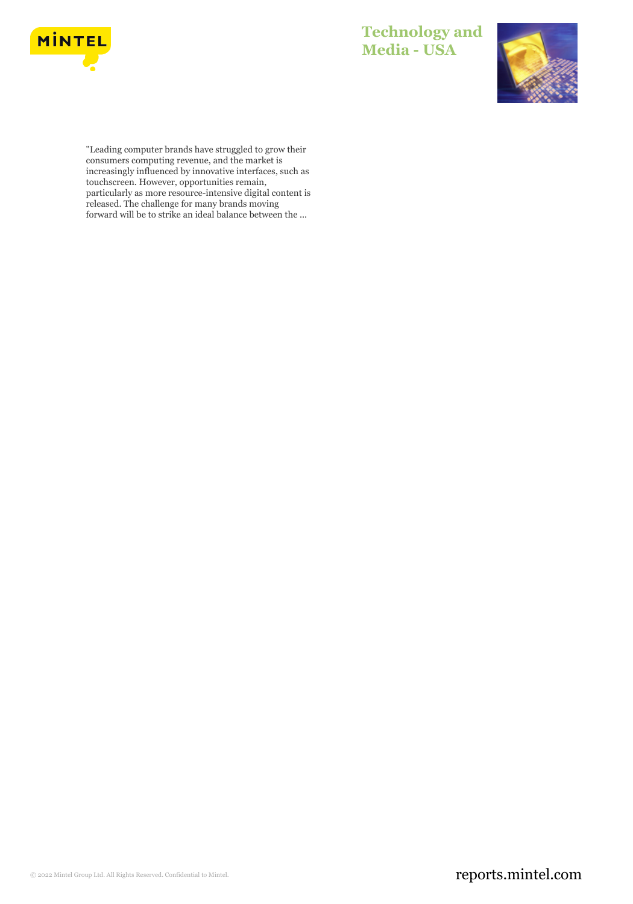"Leading computer brands have struggled to grow their consumers computing revenue, and the market is increasingly influenced by innovative interfaces, such as touchscreen. However, opportunities remain, particularly as more resource-intensive digital content is released. The challenge for many brands moving forward will be to strike an ideal balance between the ...